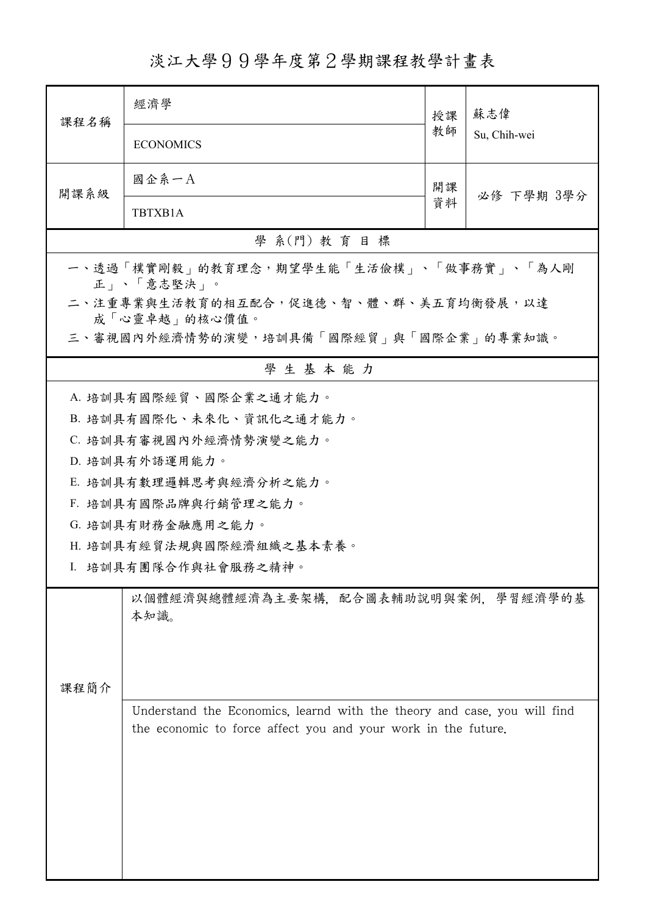# 淡江大學９９學年度第２學期課程教學計畫表

| 課程名稱 | 經濟學 | 授課教師 | 蘇志偉 |
|---|---|---|---|
| | ECONOMICS | | Su, Chih-wei |
| 開課系級 | 國企系一A | 開課資料 | 必修 下學期 3學分 |
| | TBTXB1A | | |

## 學 系(門) 教 育 目 標

一、透過「樸實剛毅」的教育理念，期望學生能「生活儉樸」、「做事務實」、「為人剛正」、「意志堅決」。

二、注重專業與生活教育的相互配合，促進德、智、體、群、美五育均衡發展，以達成「心靈卓越」的核心價值。

三、審視國內外經濟情勢的演變，培訓具備「國際經貿」與「國際企業」的專業知識。

## 學 生 基 本 能 力

A. 培訓具有國際經貿、國際企業之通才能力。

B. 培訓具有國際化、未來化、資訊化之通才能力。

C. 培訓具有審視國內外經濟情勢演變之能力。

D. 培訓具有外語運用能力。

E. 培訓具有數理邏輯思考與經濟分析之能力。

F. 培訓具有國際品牌與行銷管理之能力。

G. 培訓具有財務金融應用之能力。

H. 培訓具有經貿法規與國際經濟組織之基本素養。

I. 培訓具有團隊合作與社會服務之精神。

| 課程簡介 | |
|---|---|
| | 以個體經濟與總體經濟為主要架構，配合圖表輔助說明與案例，學習經濟學的基本知識。 |
| | Understand the Economics, learnd with the theory and case, you will find the economic to force affect you and your work in the future. |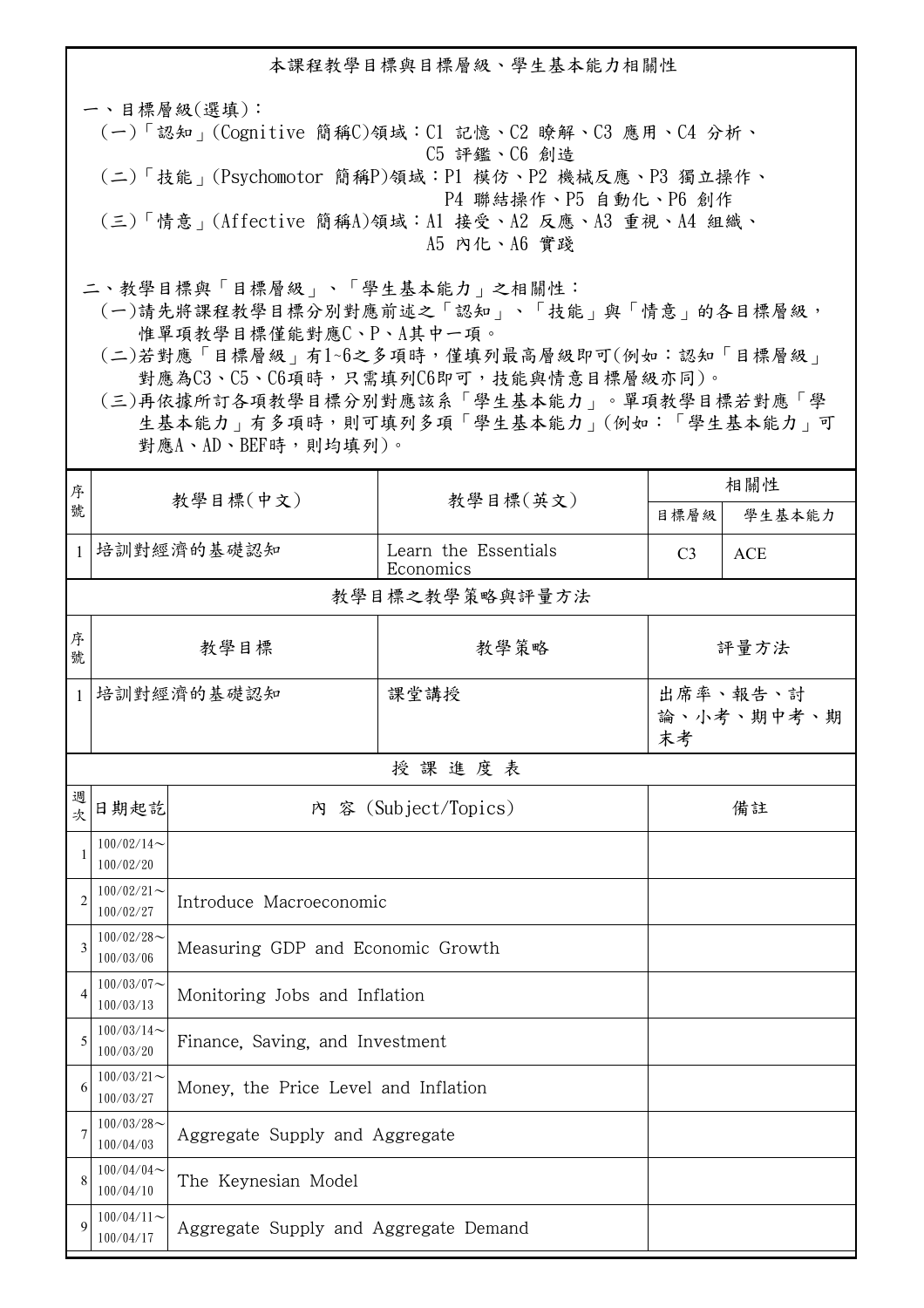本課程教學目標與目標層級、學生基本能力相關性

一、目標層級(選填)：
(一)「認知」(Cognitive 簡稱C)領域：C1 記憶、C2 瞭解、C3 應用、C4 分析、C5 評鑑、C6 創造
(二)「技能」(Psychomotor 簡稱P)領域：P1 模仿、P2 機械反應、P3 獨立操作、P4 聯結操作、P5 自動化、P6 創作
(三)「情意」(Affective 簡稱A)領域：A1 接受、A2 反應、A3 重視、A4 組織、A5 內化、A6 實踐

二、教學目標與「目標層級」、「學生基本能力」之相關性：
(一)請先將課程教學目標分別對應前述之「認知」、「技能」與「情意」的各目標層級，惟單項教學目標僅能對應C、P、A其中一項。
(二)若對應「目標層級」有1~6之多項時，僅填列最高層級即可(例如：認知「目標層級」對應為C3、C5、C6項時，只需填列C6即可，技能與情意目標層級亦同)。
(三)再依據所訂各項教學目標分別對應該系「學生基本能力」。單項教學目標若對應「學生基本能力」有多項時，則可填列多項「學生基本能力」(例如：「學生基本能力」可對應A、AD、BEF時，則均填列)。

| 序號 | 教學目標(中文) | 教學目標(英文) | 相關性 | |
|---|---|---|---|---|
| | | | 目標層級 | 學生基本能力 |
| 1 | 培訓對經濟的基礎認知 | Learn the Essentials Economics | C3 | ACE |

教學目標之教學策略與評量方法

| 序號 | 教學目標 | 教學策略 | 評量方法 |
|---|---|---|---|
| 1 | 培訓對經濟的基礎認知 | 課堂講授 | 出席率、報告、討論、小考、期中考、期末考 |

授 課 進 度 表

| 週次 | 日期起訖 | 內 容 (Subject/Topics) | 備註 |
|---|---|---|---|
| 1 | 100/02/14～100/02/20 | | |
| 2 | 100/02/21～100/02/27 | Introduce Macroeconomic | |
| 3 | 100/02/28～100/03/06 | Measuring GDP and Economic Growth | |
| 4 | 100/03/07～100/03/13 | Monitoring Jobs and Inflation | |
| 5 | 100/03/14～100/03/20 | Finance, Saving, and Investment | |
| 6 | 100/03/21～100/03/27 | Money, the Price Level and Inflation | |
| 7 | 100/03/28～100/04/03 | Aggregate Supply and Aggregate | |
| 8 | 100/04/04～100/04/10 | The Keynesian Model | |
| 9 | 100/04/11～100/04/17 | Aggregate Supply and Aggregate Demand | |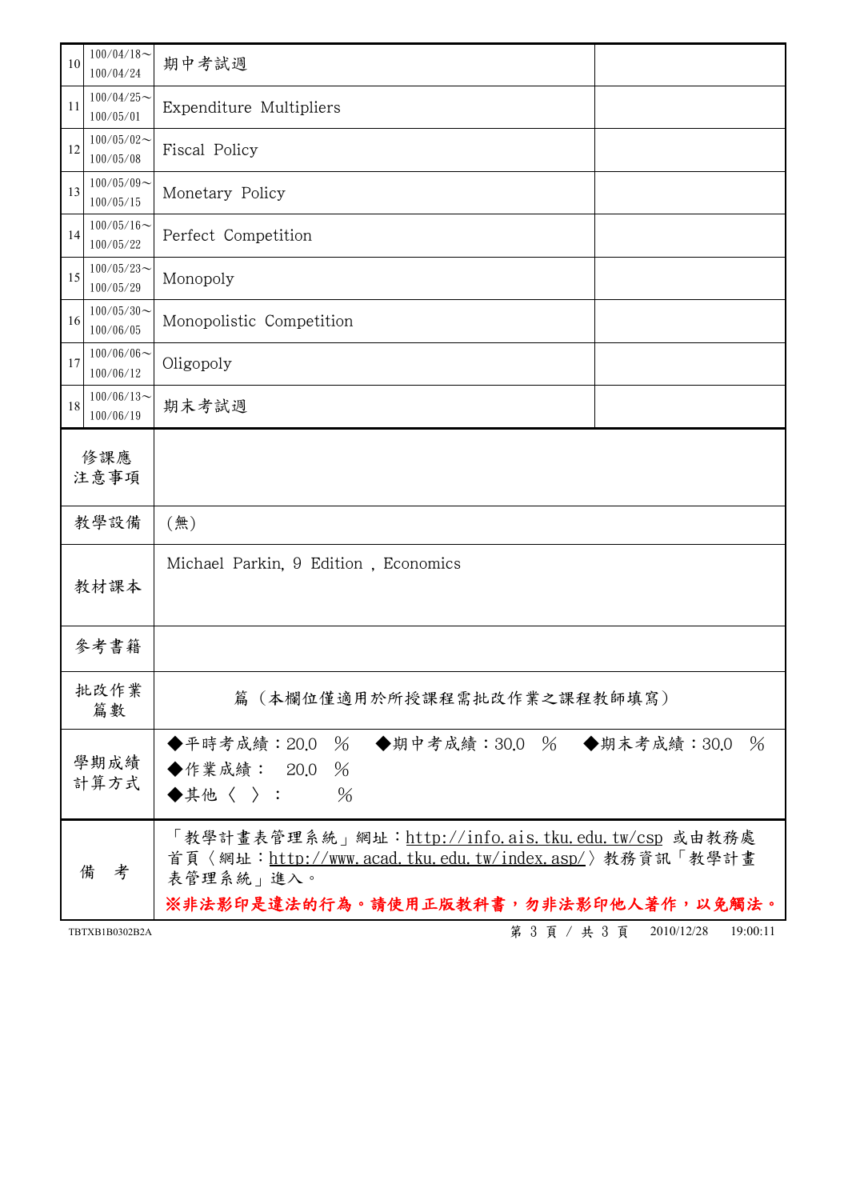| | | | |
|---|---|---|---|
| 10 | 100/04/18～<br>100/04/24 | 期中考試週 | |
| 11 | 100/04/25～<br>100/05/01 | Expenditure Multipliers | |
| 12 | 100/05/02～<br>100/05/08 | Fiscal Policy | |
| 13 | 100/05/09～<br>100/05/15 | Monetary Policy | |
| 14 | 100/05/16～<br>100/05/22 | Perfect Competition | |
| 15 | 100/05/23～<br>100/05/29 | Monopoly | |
| 16 | 100/05/30～<br>100/06/05 | Monopolistic Competition | |
| 17 | 100/06/06～<br>100/06/12 | Oligopoly | |
| 18 | 100/06/13～<br>100/06/19 | 期末考試週 | |

| | |
|---|---|
| 修課應注意事項 | |
| 教學設備 | (無) |
| 教材課本 | Michael Parkin, 9 Edition , Economics |
| 參考書籍 | |
| 批改作業篇數 | 篇（本欄位僅適用於所授課程需批改作業之課程教師填寫） |
| 學期成績計算方式 | ◆平時考成績：20.0 ％　◆期中考成績：30.0 ％　◆期末考成績：30.0 ％<br>◆作業成績： 20.0 ％<br>◆其他〈 〉： ％ |
| 備　考 | 「教學計畫表管理系統」網址：http://info.ais.tku.edu.tw/csp 或由教務處首頁〈網址：http://www.acad.tku.edu.tw/index.asp/〉教務資訊「教學計畫表管理系統」進入。<br>**※非法影印是違法的行為。請使用正版教科書，勿非法影印他人著作，以免觸法。** |

TBTXB1B0302B2A　　2010/12/28　19:00:11